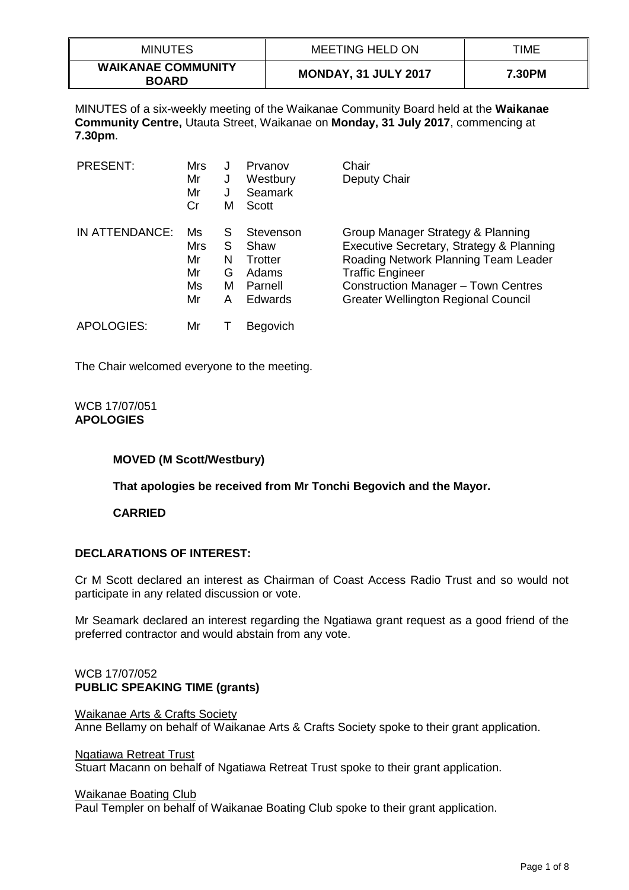| MINUTES | MEETING HELD ON | TIME |
|---|---|---|
| **WAIKANAE COMMUNITY BOARD** | **MONDAY, 31 JULY 2017** | **7.30PM** |

MINUTES of a six-weekly meeting of the Waikanae Community Board held at the **Waikanae Community Centre,** Utauta Street, Waikanae on **Monday, 31 July 2017**, commencing at **7.30pm**.

| | | | | |
|---|---|---|---|---|
| PRESENT: | Mrs | J | Prvanov | Chair |
| | Mr | J | Westbury | Deputy Chair |
| | Mr | J | Seamark | |
| | Cr | M | Scott | |
| IN ATTENDANCE: | Ms | S | Stevenson | Group Manager Strategy & Planning |
| | Mrs | S | Shaw | Executive Secretary, Strategy & Planning |
| | Mr | N | Trotter | Roading Network Planning Team Leader |
| | Mr | G | Adams | Traffic Engineer |
| | Ms | M | Parnell | Construction Manager – Town Centres |
| | Mr | A | Edwards | Greater Wellington Regional Council |
| APOLOGIES: | Mr | T | Begovich | |

The Chair welcomed everyone to the meeting.

WCB 17/07/051
**APOLOGIES**

**MOVED (M Scott/Westbury)**

**That apologies be received from Mr Tonchi Begovich and the Mayor.**

**CARRIED**

**DECLARATIONS OF INTEREST:**

Cr M Scott declared an interest as Chairman of Coast Access Radio Trust and so would not participate in any related discussion or vote.

Mr Seamark declared an interest regarding the Ngatiawa grant request as a good friend of the preferred contractor and would abstain from any vote.

WCB 17/07/052
**PUBLIC SPEAKING TIME (grants)**

Waikanae Arts & Crafts Society
Anne Bellamy on behalf of Waikanae Arts & Crafts Society spoke to their grant application.

Ngatiawa Retreat Trust
Stuart Macann on behalf of Ngatiawa Retreat Trust spoke to their grant application.

Waikanae Boating Club
Paul Templer on behalf of Waikanae Boating Club spoke to their grant application.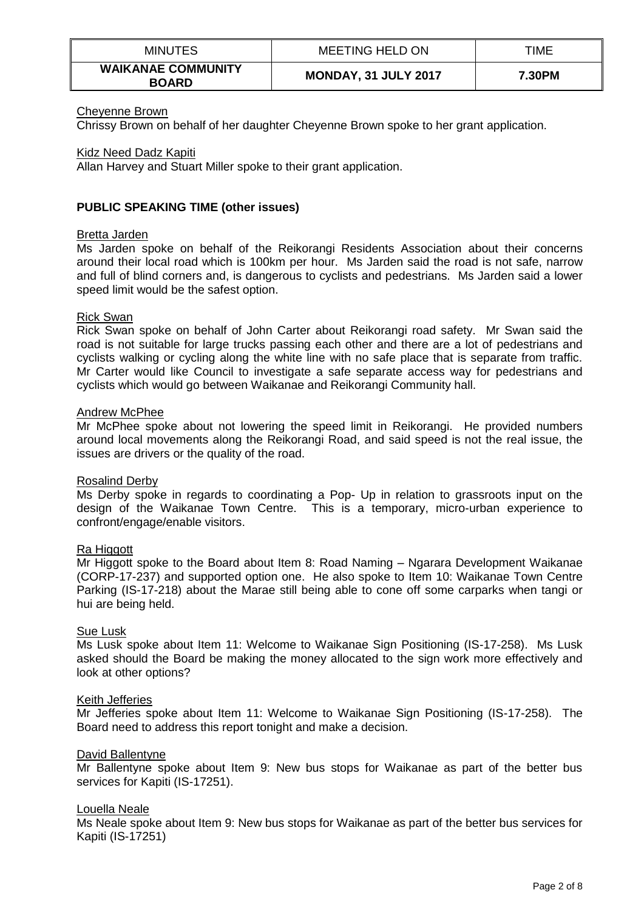Cheyenne Brown

Chrissy Brown on behalf of her daughter Cheyenne Brown spoke to her grant application.

Kidz Need Dadz Kapiti

Allan Harvey and Stuart Miller spoke to their grant application.

**PUBLIC SPEAKING TIME (other issues)**

Bretta Jarden

Ms Jarden spoke on behalf of the Reikorangi Residents Association about their concerns around their local road which is 100km per hour. Ms Jarden said the road is not safe, narrow and full of blind corners and, is dangerous to cyclists and pedestrians. Ms Jarden said a lower speed limit would be the safest option.

Rick Swan

Rick Swan spoke on behalf of John Carter about Reikorangi road safety. Mr Swan said the road is not suitable for large trucks passing each other and there are a lot of pedestrians and cyclists walking or cycling along the white line with no safe place that is separate from traffic. Mr Carter would like Council to investigate a safe separate access way for pedestrians and cyclists which would go between Waikanae and Reikorangi Community hall.

Andrew McPhee

Mr McPhee spoke about not lowering the speed limit in Reikorangi. He provided numbers around local movements along the Reikorangi Road, and said speed is not the real issue, the issues are drivers or the quality of the road.

Rosalind Derby

Ms Derby spoke in regards to coordinating a Pop- Up in relation to grassroots input on the design of the Waikanae Town Centre. This is a temporary, micro-urban experience to confront/engage/enable visitors.

Ra Higgott

Mr Higgott spoke to the Board about Item 8: Road Naming – Ngarara Development Waikanae (CORP-17-237) and supported option one. He also spoke to Item 10: Waikanae Town Centre Parking (IS-17-218) about the Marae still being able to cone off some carparks when tangi or hui are being held.

Sue Lusk

Ms Lusk spoke about Item 11: Welcome to Waikanae Sign Positioning (IS-17-258). Ms Lusk asked should the Board be making the money allocated to the sign work more effectively and look at other options?

Keith Jefferies

Mr Jefferies spoke about Item 11: Welcome to Waikanae Sign Positioning (IS-17-258). The Board need to address this report tonight and make a decision.

David Ballentyne

Mr Ballentyne spoke about Item 9: New bus stops for Waikanae as part of the better bus services for Kapiti (IS-17251).

Louella Neale

Ms Neale spoke about Item 9: New bus stops for Waikanae as part of the better bus services for Kapiti (IS-17251)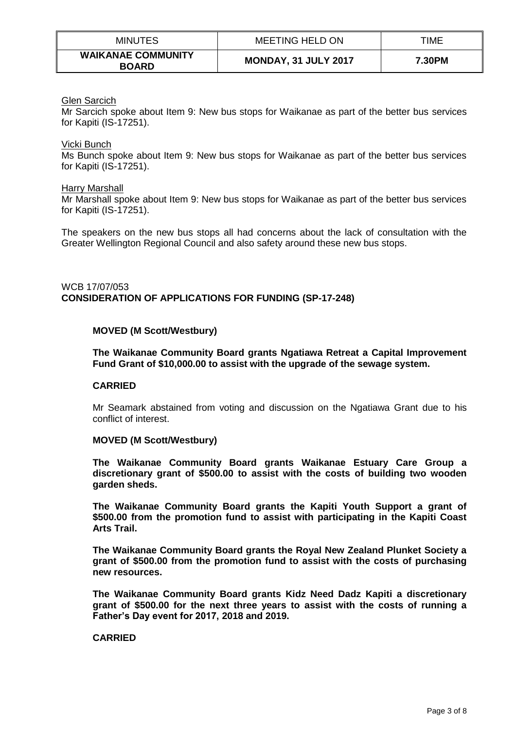Glen Sarcich
Mr Sarcich spoke about Item 9: New bus stops for Waikanae as part of the better bus services for Kapiti (IS-17251).

Vicki Bunch
Ms Bunch spoke about Item 9: New bus stops for Waikanae as part of the better bus services for Kapiti (IS-17251).

Harry Marshall
Mr Marshall spoke about Item 9: New bus stops for Waikanae as part of the better bus services for Kapiti (IS-17251).

The speakers on the new bus stops all had concerns about the lack of consultation with the Greater Wellington Regional Council and also safety around these new bus stops.

WCB 17/07/053
**CONSIDERATION OF APPLICATIONS FOR FUNDING (SP-17-248)**

**MOVED (M Scott/Westbury)**

**The Waikanae Community Board grants Ngatiawa Retreat a Capital Improvement Fund Grant of $10,000.00 to assist with the upgrade of the sewage system.**

**CARRIED**

Mr Seamark abstained from voting and discussion on the Ngatiawa Grant due to his conflict of interest.

**MOVED (M Scott/Westbury)**

**The Waikanae Community Board grants Waikanae Estuary Care Group a discretionary grant of $500.00 to assist with the costs of building two wooden garden sheds.**

**The Waikanae Community Board grants the Kapiti Youth Support a grant of $500.00 from the promotion fund to assist with participating in the Kapiti Coast Arts Trail.**

**The Waikanae Community Board grants the Royal New Zealand Plunket Society a grant of $500.00 from the promotion fund to assist with the costs of purchasing new resources.**

**The Waikanae Community Board grants Kidz Need Dadz Kapiti a discretionary grant of $500.00 for the next three years to assist with the costs of running a Father's Day event for 2017, 2018 and 2019.**

**CARRIED**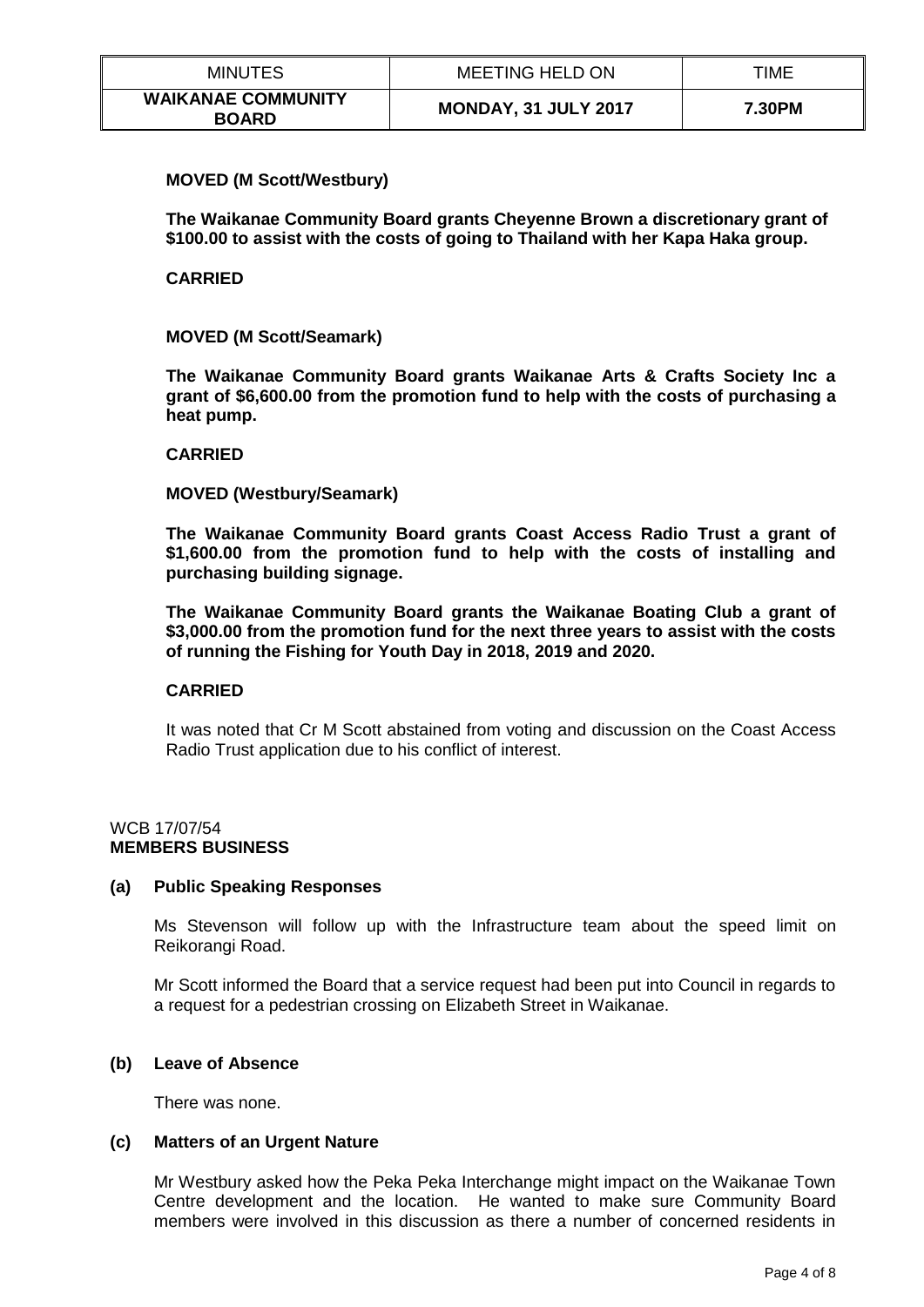**MOVED (M Scott/Westbury)**

**The Waikanae Community Board grants Cheyenne Brown a discretionary grant of $100.00 to assist with the costs of going to Thailand with her Kapa Haka group.**

**CARRIED**

**MOVED (M Scott/Seamark)**

**The Waikanae Community Board grants Waikanae Arts & Crafts Society Inc a grant of $6,600.00 from the promotion fund to help with the costs of purchasing a heat pump.**

**CARRIED**

**MOVED (Westbury/Seamark)**

**The Waikanae Community Board grants Coast Access Radio Trust a grant of $1,600.00 from the promotion fund to help with the costs of installing and purchasing building signage.**

**The Waikanae Community Board grants the Waikanae Boating Club a grant of $3,000.00 from the promotion fund for the next three years to assist with the costs of running the Fishing for Youth Day in 2018, 2019 and 2020.**

**CARRIED**

It was noted that Cr M Scott abstained from voting and discussion on the Coast Access Radio Trust application due to his conflict of interest.

WCB 17/07/54
**MEMBERS BUSINESS**

**(a) Public Speaking Responses**

Ms Stevenson will follow up with the Infrastructure team about the speed limit on Reikorangi Road.

Mr Scott informed the Board that a service request had been put into Council in regards to a request for a pedestrian crossing on Elizabeth Street in Waikanae.

**(b) Leave of Absence**

There was none.

**(c) Matters of an Urgent Nature**

Mr Westbury asked how the Peka Peka Interchange might impact on the Waikanae Town Centre development and the location. He wanted to make sure Community Board members were involved in this discussion as there a number of concerned residents in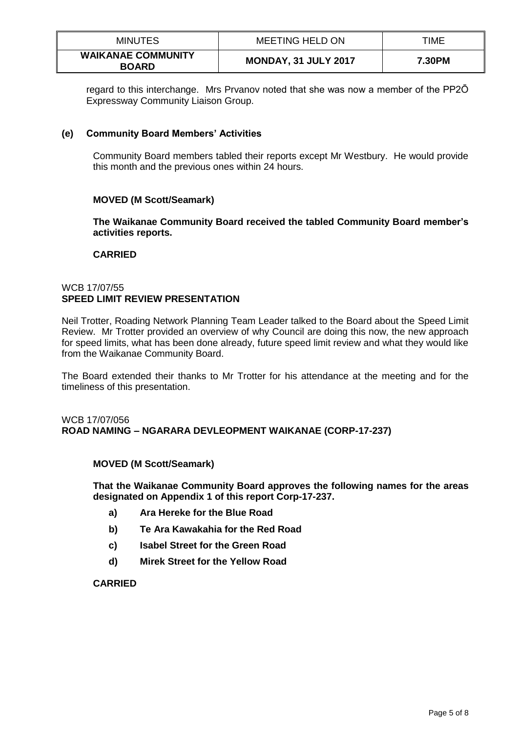regard to this interchange. Mrs Prvanov noted that she was now a member of the PP2Ō Expressway Community Liaison Group.

### (e) Community Board Members' Activities

Community Board members tabled their reports except Mr Westbury. He would provide this month and the previous ones within 24 hours.

**MOVED (M Scott/Seamark)**

**The Waikanae Community Board received the tabled Community Board member's activities reports.**

**CARRIED**

## WCB 17/07/55
## SPEED LIMIT REVIEW PRESENTATION

Neil Trotter, Roading Network Planning Team Leader talked to the Board about the Speed Limit Review. Mr Trotter provided an overview of why Council are doing this now, the new approach for speed limits, what has been done already, future speed limit review and what they would like from the Waikanae Community Board.

The Board extended their thanks to Mr Trotter for his attendance at the meeting and for the timeliness of this presentation.

## WCB 17/07/056
## ROAD NAMING – NGARARA DEVLEOPMENT WAIKANAE (CORP-17-237)

**MOVED (M Scott/Seamark)**

**That the Waikanae Community Board approves the following names for the areas designated on Appendix 1 of this report Corp-17-237.**

- **a) Ara Hereke for the Blue Road**
- **b) Te Ara Kawakahia for the Red Road**
- **c) Isabel Street for the Green Road**
- **d) Mirek Street for the Yellow Road**

**CARRIED**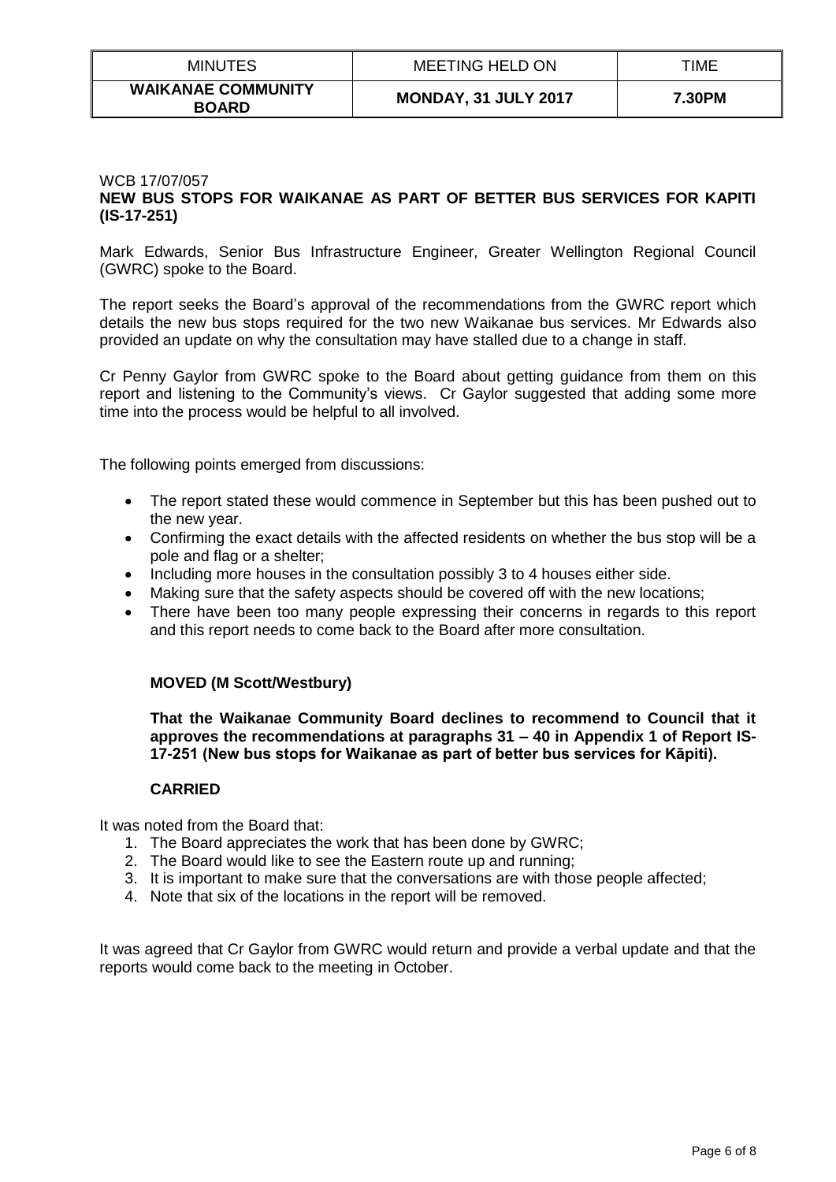| MINUTES | MEETING HELD ON | TIME |
| --- | --- | --- |
| **WAIKANAE COMMUNITY BOARD** | **MONDAY, 31 JULY 2017** | **7.30PM** |

WCB 17/07/057

**NEW BUS STOPS FOR WAIKANAE AS PART OF BETTER BUS SERVICES FOR KAPITI (IS-17-251)**

Mark Edwards, Senior Bus Infrastructure Engineer, Greater Wellington Regional Council (GWRC) spoke to the Board.

The report seeks the Board's approval of the recommendations from the GWRC report which details the new bus stops required for the two new Waikanae bus services. Mr Edwards also provided an update on why the consultation may have stalled due to a change in staff.

Cr Penny Gaylor from GWRC spoke to the Board about getting guidance from them on this report and listening to the Community's views. Cr Gaylor suggested that adding some more time into the process would be helpful to all involved.

The following points emerged from discussions:

- The report stated these would commence in September but this has been pushed out to the new year.
- Confirming the exact details with the affected residents on whether the bus stop will be a pole and flag or a shelter;
- Including more houses in the consultation possibly 3 to 4 houses either side.
- Making sure that the safety aspects should be covered off with the new locations;
- There have been too many people expressing their concerns in regards to this report and this report needs to come back to the Board after more consultation.

**MOVED (M Scott/Westbury)**

**That the Waikanae Community Board declines to recommend to Council that it approves the recommendations at paragraphs 31 – 40 in Appendix 1 of Report IS-17-251 (New bus stops for Waikanae as part of better bus services for Kāpiti).**

**CARRIED**

It was noted from the Board that:

1. The Board appreciates the work that has been done by GWRC;
2. The Board would like to see the Eastern route up and running;
3. It is important to make sure that the conversations are with those people affected;
4. Note that six of the locations in the report will be removed.

It was agreed that Cr Gaylor from GWRC would return and provide a verbal update and that the reports would come back to the meeting in October.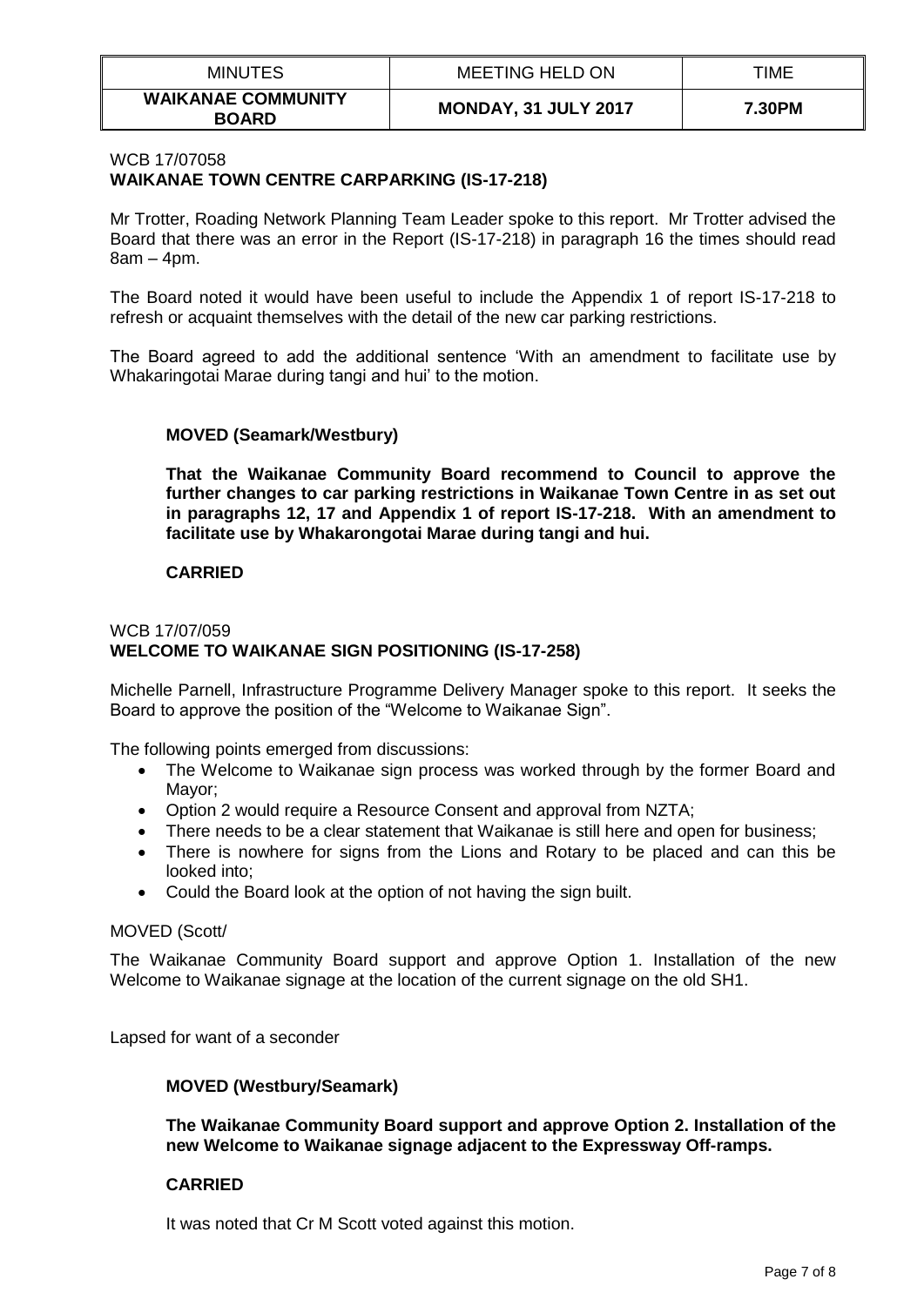| MINUTES | MEETING HELD ON | TIME |
| --- | --- | --- |
| **WAIKANAE COMMUNITY BOARD** | **MONDAY, 31 JULY 2017** | **7.30PM** |

WCB 17/07058
**WAIKANAE TOWN CENTRE CARPARKING (IS-17-218)**

Mr Trotter, Roading Network Planning Team Leader spoke to this report. Mr Trotter advised the Board that there was an error in the Report (IS-17-218) in paragraph 16 the times should read 8am – 4pm.

The Board noted it would have been useful to include the Appendix 1 of report IS-17-218 to refresh or acquaint themselves with the detail of the new car parking restrictions.

The Board agreed to add the additional sentence 'With an amendment to facilitate use by Whakaringotai Marae during tangi and hui' to the motion.

**MOVED (Seamark/Westbury)**

**That the Waikanae Community Board recommend to Council to approve the further changes to car parking restrictions in Waikanae Town Centre in as set out in paragraphs 12, 17 and Appendix 1 of report IS-17-218. With an amendment to facilitate use by Whakarongotai Marae during tangi and hui.**

**CARRIED**

WCB 17/07/059
**WELCOME TO WAIKANAE SIGN POSITIONING (IS-17-258)**

Michelle Parnell, Infrastructure Programme Delivery Manager spoke to this report. It seeks the Board to approve the position of the "Welcome to Waikanae Sign".

The following points emerged from discussions:

- The Welcome to Waikanae sign process was worked through by the former Board and Mayor;
- Option 2 would require a Resource Consent and approval from NZTA;
- There needs to be a clear statement that Waikanae is still here and open for business;
- There is nowhere for signs from the Lions and Rotary to be placed and can this be looked into;
- Could the Board look at the option of not having the sign built.

MOVED (Scott/

The Waikanae Community Board support and approve Option 1. Installation of the new Welcome to Waikanae signage at the location of the current signage on the old SH1.

Lapsed for want of a seconder

**MOVED (Westbury/Seamark)**

**The Waikanae Community Board support and approve Option 2. Installation of the new Welcome to Waikanae signage adjacent to the Expressway Off-ramps.**

**CARRIED**

It was noted that Cr M Scott voted against this motion.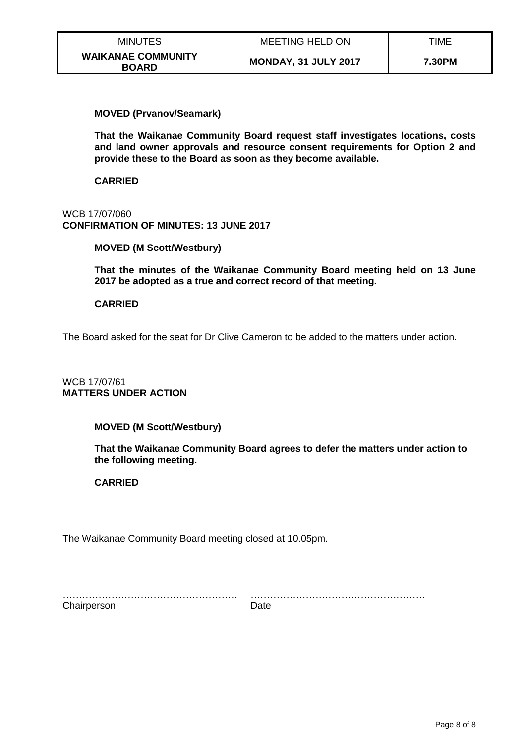**MOVED (Prvanov/Seamark)**

**That the Waikanae Community Board request staff investigates locations, costs and land owner approvals and resource consent requirements for Option 2 and provide these to the Board as soon as they become available.**

**CARRIED**

WCB 17/07/060
**CONFIRMATION OF MINUTES: 13 JUNE 2017**

**MOVED (M Scott/Westbury)**

**That the minutes of the Waikanae Community Board meeting held on 13 June 2017 be adopted as a true and correct record of that meeting.**

**CARRIED**

The Board asked for the seat for Dr Clive Cameron to be added to the matters under action.

WCB 17/07/61
**MATTERS UNDER ACTION**

**MOVED (M Scott/Westbury)**

**That the Waikanae Community Board agrees to defer the matters under action to the following meeting.**

**CARRIED**

The Waikanae Community Board meeting closed at 10.05pm.

……………………………………………… ………………………………………………
Chairperson Date